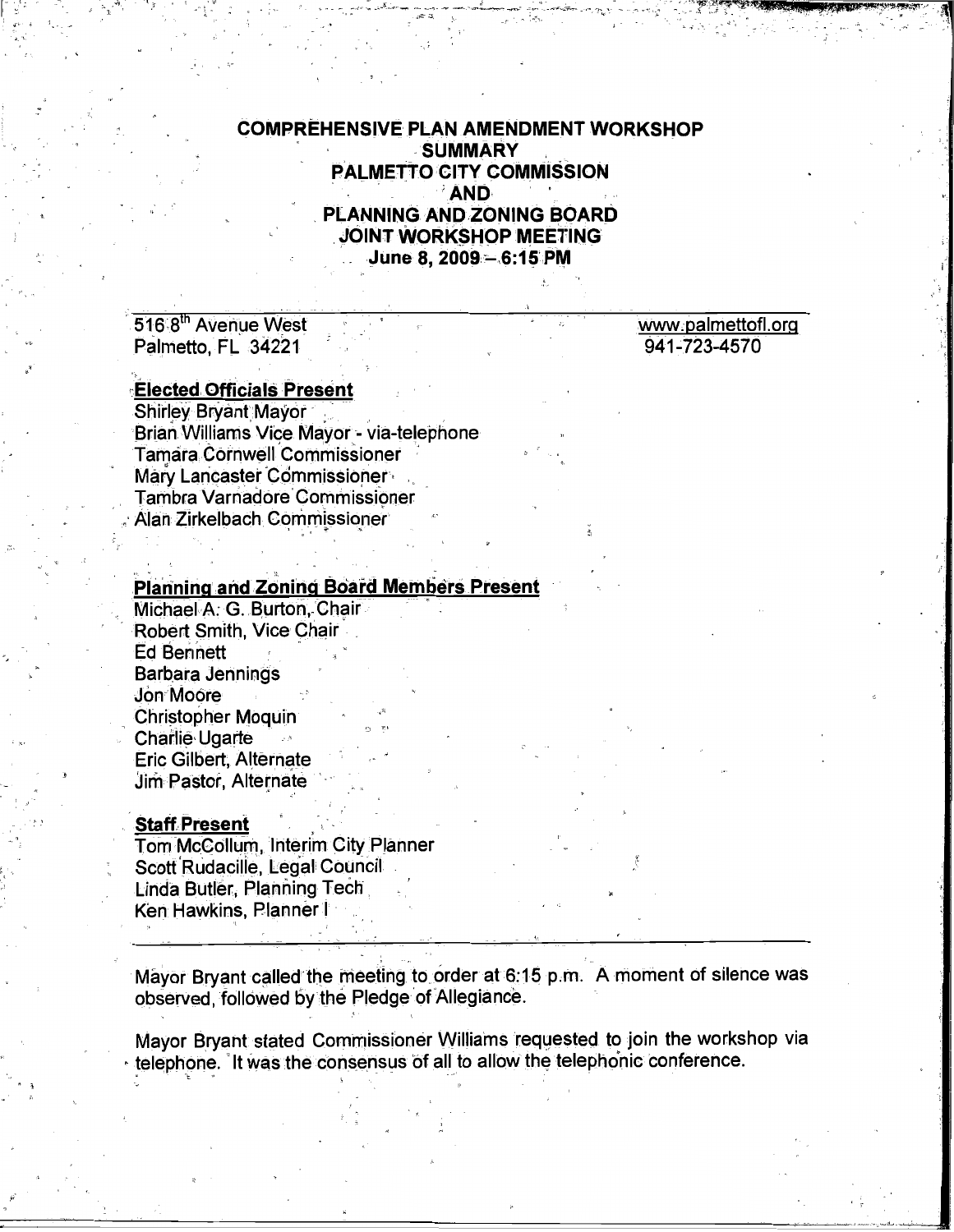# COMPREHENSIVE PLAN AMENDMENT WORKSHOP SUMMARY
## PALMETTO CITY COMMISSION AND PLANNING AND ZONING BOARD JOINT WORKSHOP MEETING
### June 8, 2009 – 6:15 PM

516 8th Avenue West
Palmetto, FL 34221

www.palmettofl.org
941-723-4570

**Elected Officials Present**

Shirley Bryant Mayor
Brian Williams Vice Mayor - via-telephone
Tamara Cornwell Commissioner
Mary Lancaster Commissioner
Tambra Varnadore Commissioner
Alan Zirkelbach Commissioner

**Planning and Zoning Board Members Present**

Michael A. G. Burton, Chair
Robert Smith, Vice Chair
Ed Bennett
Barbara Jennings
Jon Moore
Christopher Moquin
Charlie Ugarte
Eric Gilbert, Alternate
Jim Pastor, Alternate

**Staff Present**

Tom McCollum, Interim City Planner
Scott Rudacille, Legal Council
Linda Butler, Planning Tech
Ken Hawkins, Planner I

---

Mayor Bryant called the meeting to order at 6:15 p.m. A moment of silence was observed, followed by the Pledge of Allegiance.

Mayor Bryant stated Commissioner Williams requested to join the workshop via telephone. It was the consensus of all to allow the telephonic conference.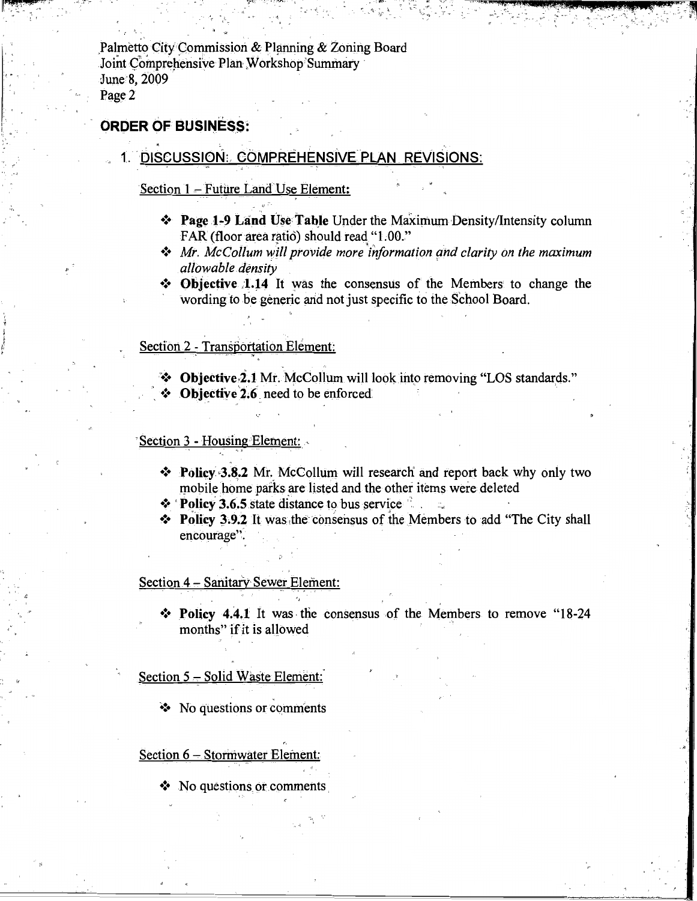## ORDER OF BUSINESS:

### 1. DISCUSSION: COMPREHENSIVE PLAN REVISIONS:

Section 1 – Future Land Use Element:

- **Page 1-9 Land Use Table** Under the Maximum Density/Intensity column FAR (floor area ratio) should read "1.00."
- *Mr. McCollum will provide more information and clarity on the maximum allowable density*
- **Objective 1.14** It was the consensus of the Members to change the wording to be generic and not just specific to the School Board.

Section 2 - Transportation Element:

- **Objective 2.1** Mr. McCollum will look into removing "LOS standards."
- **Objective 2.6** need to be enforced

Section 3 - Housing Element:

- **Policy 3.8.2** Mr. McCollum will research and report back why only two mobile home parks are listed and the other items were deleted
- **Policy 3.6.5** state distance to bus service
- **Policy 3.9.2** It was the consensus of the Members to add "The City shall encourage".

Section 4 – Sanitary Sewer Element:

- **Policy 4.4.1** It was the consensus of the Members to remove "18-24 months" if it is allowed

Section 5 – Solid Waste Element:

- No questions or comments

Section 6 – Stormwater Element:

- No questions or comments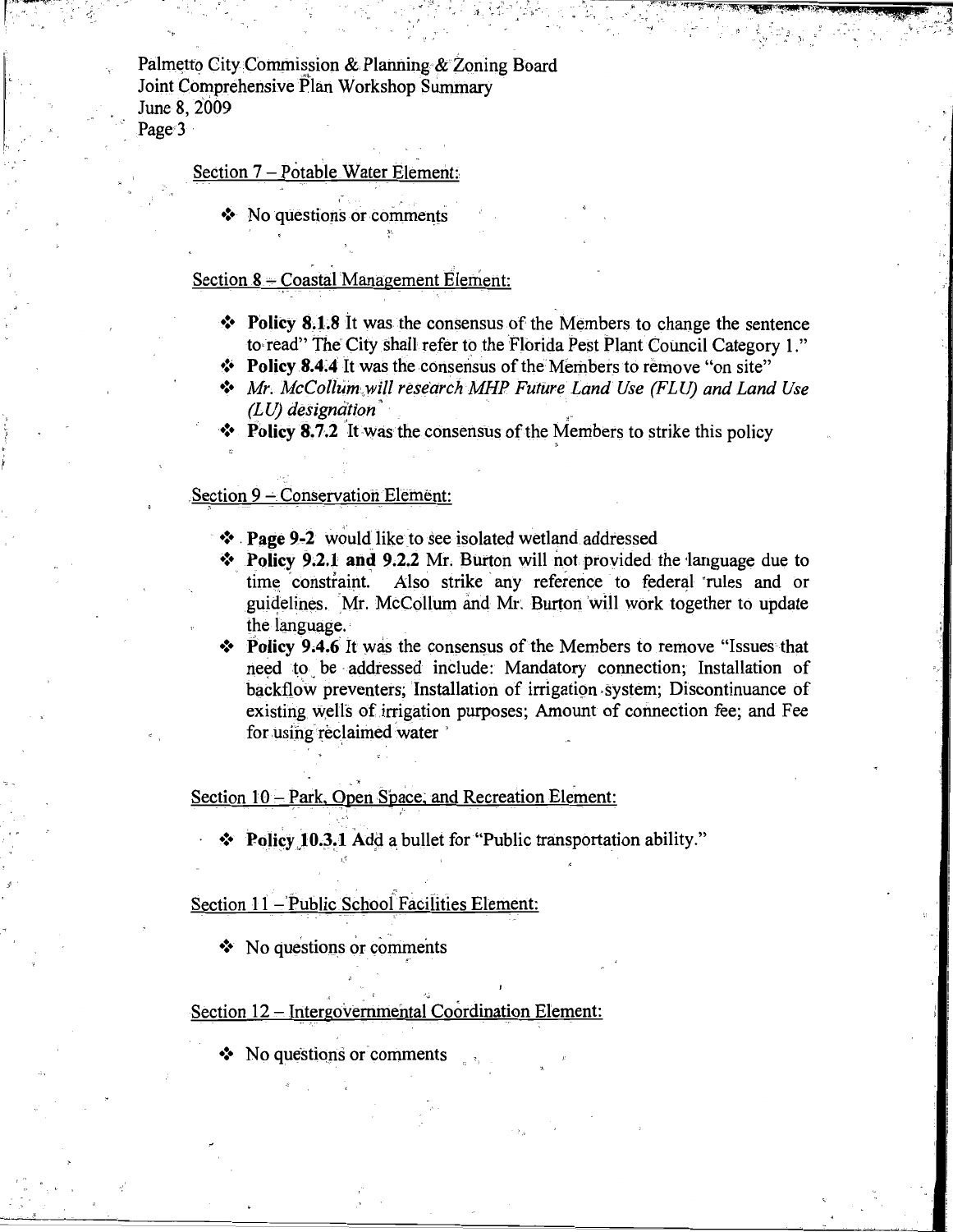Section 7 – Potable Water Element:

- No questions or comments

Section 8 – Coastal Management Element:

- **Policy 8.1.8** It was the consensus of the Members to change the sentence to read" The City shall refer to the Florida Pest Plant Council Category 1."
- **Policy 8.4.4** It was the consensus of the Members to remove "on site"
- *Mr. McCollum will research MHP Future Land Use (FLU) and Land Use (LU) designation*
- **Policy 8.7.2** It was the consensus of the Members to strike this policy

Section 9 – Conservation Element:

- **Page 9-2** would like to see isolated wetland addressed
- **Policy 9.2.1 and 9.2.2** Mr. Burton will not provided the language due to time constraint. Also strike any reference to federal rules and or guidelines. Mr. McCollum and Mr. Burton will work together to update the language.
- **Policy 9.4.6** It was the consensus of the Members to remove "Issues that need to be addressed include: Mandatory connection; Installation of backflow preventers; Installation of irrigation system; Discontinuance of existing wells of irrigation purposes; Amount of connection fee; and Fee for using reclaimed water

Section 10 – Park, Open Space, and Recreation Element:

- **Policy 10.3.1** Add a bullet for "Public transportation ability."

Section 11 – Public School Facilities Element:

- No questions or comments

Section 12 – Intergovernmental Coordination Element:

- No questions or comments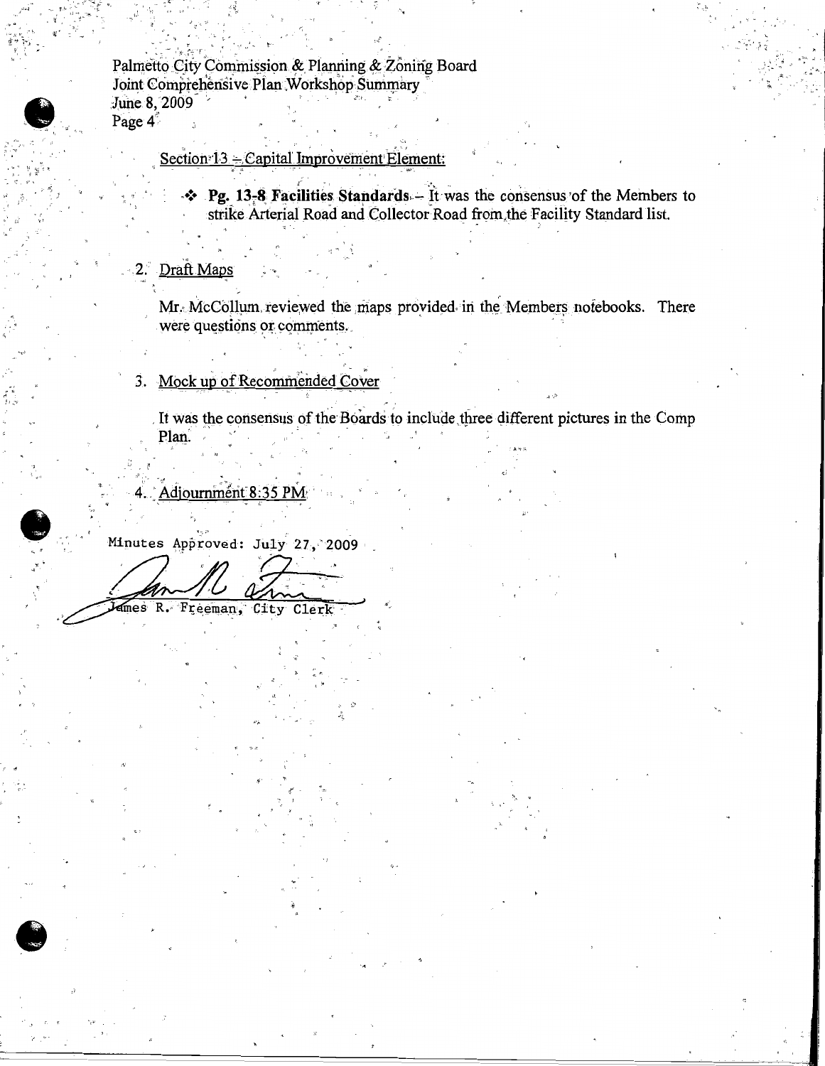Section 13 – Capital Improvement Element:

- **Pg. 13-8 Facilities Standards** – It was the consensus of the Members to strike Arterial Road and Collector Road from the Facility Standard list.

2. Draft Maps

   Mr. McCollum reviewed the maps provided in the Members notebooks. There were questions or comments.

3. Mock up of Recommended Cover

   It was the consensus of the Boards to include three different pictures in the Comp Plan.

4. Adjournment 8:35 PM

Minutes Approved: July 27, 2009

James R. Freeman, City Clerk